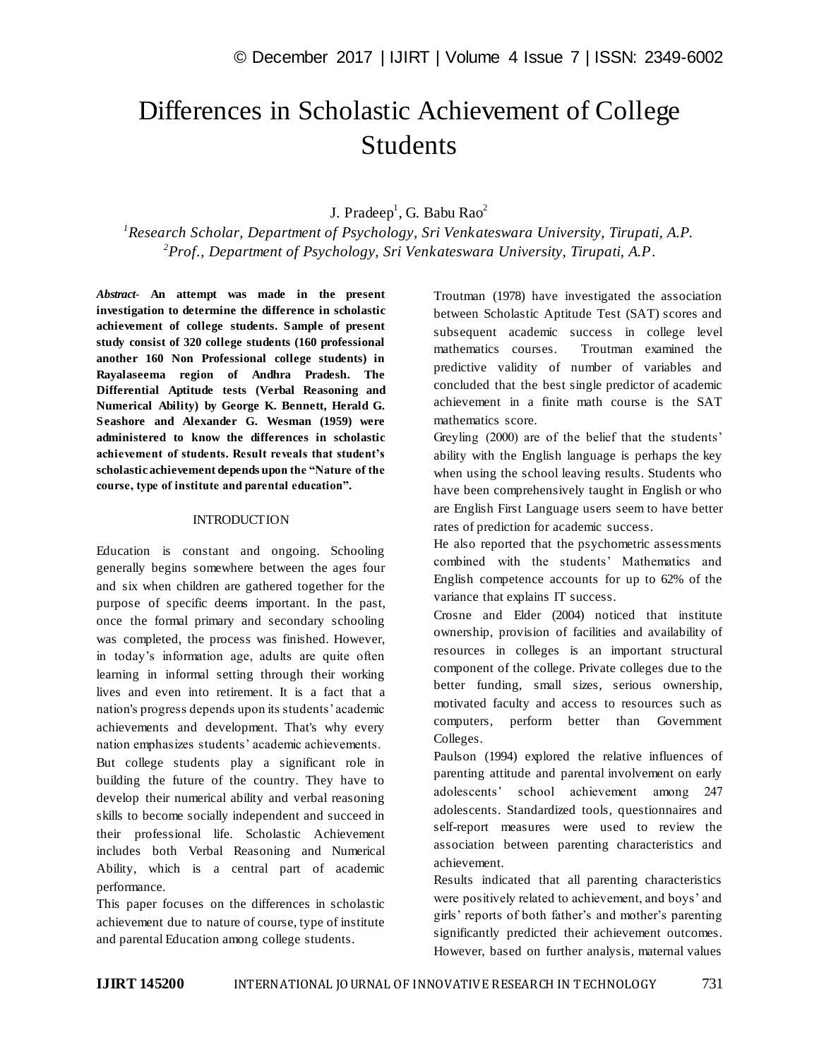# Differences in Scholastic Achievement of College Students

J. Pradeep[1], G. Babu Rao[2]

[1]*Research Scholar, Department of Psychology, Sri Venkateswara University, Tirupati, A.P.*
[2]*Prof., Department of Psychology, Sri Venkateswara University, Tirupati, A.P.*

***Abstract*-** **An attempt was made in the present investigation to determine the difference in scholastic achievement of college students. Sample of present study consist of 320 college students (160 professional another 160 Non Professional college students) in Rayalaseema region of Andhra Pradesh. The Differential Aptitude tests (Verbal Reasoning and Numerical Ability) by George K. Bennett, Herald G. Seashore and Alexander G. Wesman (1959) were administered to know the differences in scholastic achievement of students. Result reveals that student's scholastic achievement depends upon the "Nature of the course, type of institute and parental education".**

## INTRODUCTION

Education is constant and ongoing. Schooling generally begins somewhere between the ages four and six when children are gathered together for the purpose of specific deems important. In the past, once the formal primary and secondary schooling was completed, the process was finished. However, in today's information age, adults are quite often learning in informal setting through their working lives and even into retirement. It is a fact that a nation's progress depends upon its students' academic achievements and development. That's why every nation emphasizes students' academic achievements.

But college students play a significant role in building the future of the country. They have to develop their numerical ability and verbal reasoning skills to become socially independent and succeed in their professional life. Scholastic Achievement includes both Verbal Reasoning and Numerical Ability, which is a central part of academic performance.

This paper focuses on the differences in scholastic achievement due to nature of course, type of institute and parental Education among college students.

Troutman (1978) have investigated the association between Scholastic Aptitude Test (SAT) scores and subsequent academic success in college level mathematics courses. Troutman examined the predictive validity of number of variables and concluded that the best single predictor of academic achievement in a finite math course is the SAT mathematics score.

Greyling (2000) are of the belief that the students' ability with the English language is perhaps the key when using the school leaving results. Students who have been comprehensively taught in English or who are English First Language users seem to have better rates of prediction for academic success.

He also reported that the psychometric assessments combined with the students' Mathematics and English competence accounts for up to 62% of the variance that explains IT success.

Crosne and Elder (2004) noticed that institute ownership, provision of facilities and availability of resources in colleges is an important structural component of the college. Private colleges due to the better funding, small sizes, serious ownership, motivated faculty and access to resources such as computers, perform better than Government Colleges.

Paulson (1994) explored the relative influences of parenting attitude and parental involvement on early adolescents' school achievement among 247 adolescents. Standardized tools, questionnaires and self-report measures were used to review the association between parenting characteristics and achievement.

Results indicated that all parenting characteristics were positively related to achievement, and boys' and girls' reports of both father's and mother's parenting significantly predicted their achievement outcomes. However, based on further analysis, maternal values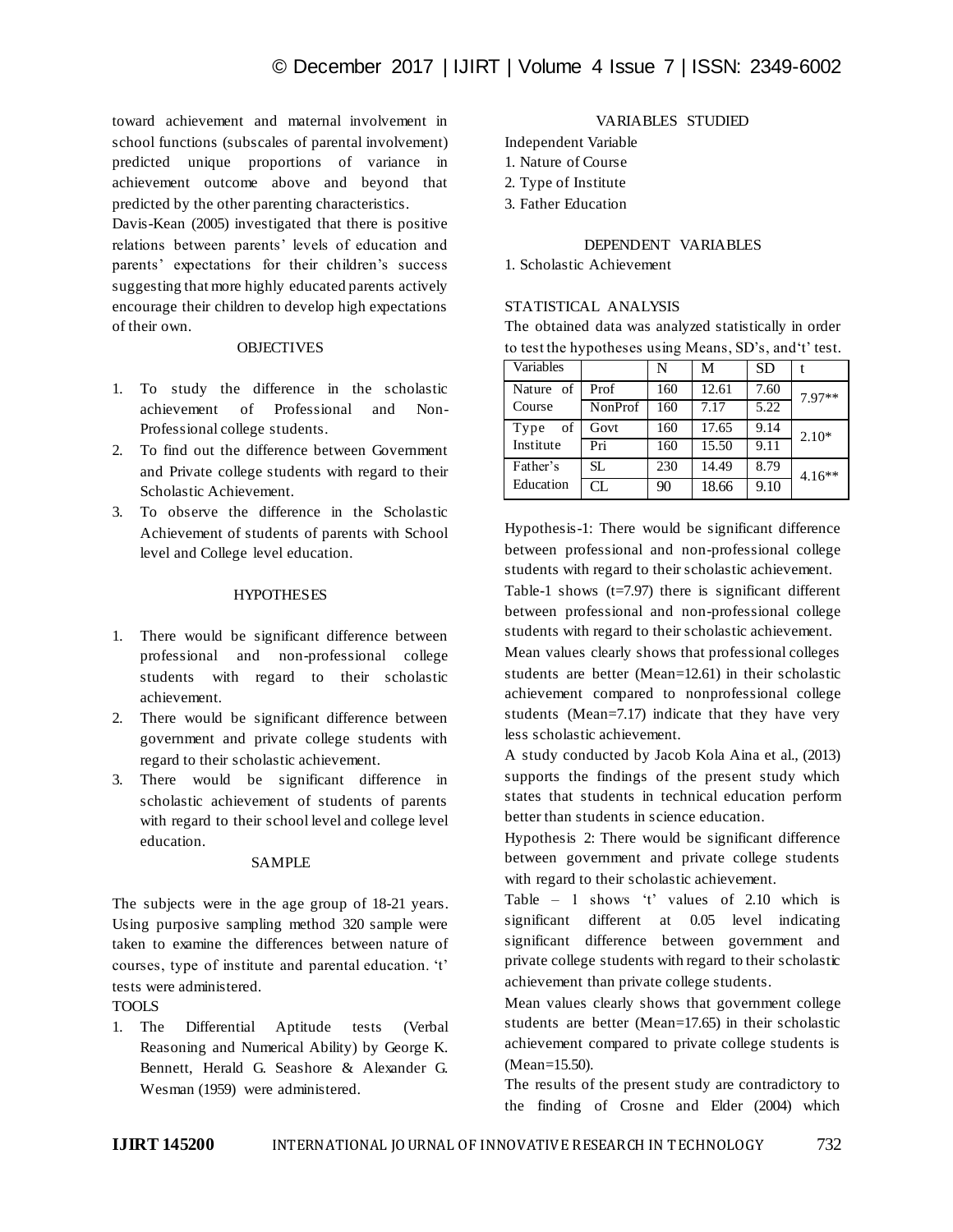toward achievement and maternal involvement in school functions (subscales of parental involvement) predicted unique proportions of variance in achievement outcome above and beyond that predicted by the other parenting characteristics.

Davis-Kean (2005) investigated that there is positive relations between parents' levels of education and parents' expectations for their children's success suggesting that more highly educated parents actively encourage their children to develop high expectations of their own.

## OBJECTIVES

1. To study the difference in the scholastic achievement of Professional and Non-Professional college students.
2. To find out the difference between Government and Private college students with regard to their Scholastic Achievement.
3. To observe the difference in the Scholastic Achievement of students of parents with School level and College level education.

## HYPOTHESES

1. There would be significant difference between professional and non-professional college students with regard to their scholastic achievement.
2. There would be significant difference between government and private college students with regard to their scholastic achievement.
3. There would be significant difference in scholastic achievement of students of parents with regard to their school level and college level education.

## SAMPLE

The subjects were in the age group of 18-21 years. Using purposive sampling method 320 sample were taken to examine the differences between nature of courses, type of institute and parental education. 't' tests were administered.

TOOLS

1. The Differential Aptitude tests (Verbal Reasoning and Numerical Ability) by George K. Bennett, Herald G. Seashore & Alexander G. Wesman (1959) were administered.

## VARIABLES STUDIED

Independent Variable

1. Nature of Course
2. Type of Institute
3. Father Education

## DEPENDENT VARIABLES

1. Scholastic Achievement

## STATISTICAL ANALYSIS

The obtained data was analyzed statistically in order to test the hypotheses using Means, SD's, and 't' test.

| Variables | | N | M | SD | t |
|---|---|---|---|---|---|
| Nature of Course | Prof | 160 | 12.61 | 7.60 | 7.97** |
| | NonProf | 160 | 7.17 | 5.22 | |
| Type of Institute | Govt | 160 | 17.65 | 9.14 | 2.10* |
| | Pri | 160 | 15.50 | 9.11 | |
| Father's Education | SL | 230 | 14.49 | 8.79 | 4.16** |
| | CL | 90 | 18.66 | 9.10 | |

Hypothesis-1: There would be significant difference between professional and non-professional college students with regard to their scholastic achievement.

Table-1 shows (t=7.97) there is significant different between professional and non-professional college students with regard to their scholastic achievement.

Mean values clearly shows that professional colleges students are better (Mean=12.61) in their scholastic achievement compared to nonprofessional college students (Mean=7.17) indicate that they have very less scholastic achievement.

A study conducted by Jacob Kola Aina et al., (2013) supports the findings of the present study which states that students in technical education perform better than students in science education.

Hypothesis 2: There would be significant difference between government and private college students with regard to their scholastic achievement.

Table – 1 shows 't' values of 2.10 which is significant different at 0.05 level indicating significant difference between government and private college students with regard to their scholastic achievement than private college students.

Mean values clearly shows that government college students are better (Mean=17.65) in their scholastic achievement compared to private college students is (Mean=15.50).

The results of the present study are contradictory to the finding of Crosne and Elder (2004) which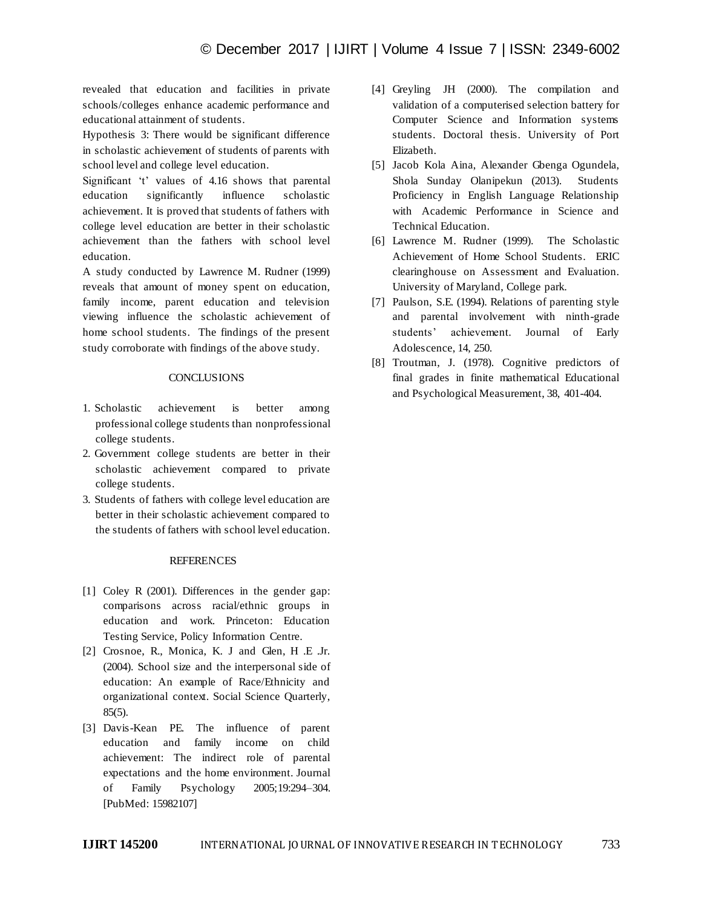revealed that education and facilities in private schools/colleges enhance academic performance and educational attainment of students.

Hypothesis 3: There would be significant difference in scholastic achievement of students of parents with school level and college level education.

Significant 't' values of 4.16 shows that parental education significantly influence scholastic achievement. It is proved that students of fathers with college level education are better in their scholastic achievement than the fathers with school level education.

A study conducted by Lawrence M. Rudner (1999) reveals that amount of money spent on education, family income, parent education and television viewing influence the scholastic achievement of home school students. The findings of the present study corroborate with findings of the above study.

## CONCLUSIONS

1. Scholastic achievement is better among professional college students than nonprofessional college students.
2. Government college students are better in their scholastic achievement compared to private college students.
3. Students of fathers with college level education are better in their scholastic achievement compared to the students of fathers with school level education.

## REFERENCES

[1] Coley R (2001). Differences in the gender gap: comparisons across racial/ethnic groups in education and work. Princeton: Education Testing Service, Policy Information Centre.

[2] Crosnoe, R., Monica, K. J and Glen, H .E .Jr. (2004). School size and the interpersonal side of education: An example of Race/Ethnicity and organizational context. Social Science Quarterly, 85(5).

[3] Davis-Kean PE. The influence of parent education and family income on child achievement: The indirect role of parental expectations and the home environment. Journal of Family Psychology 2005;19:294–304. [PubMed: 15982107]

[4] Greyling JH (2000). The compilation and validation of a computerised selection battery for Computer Science and Information systems students. Doctoral thesis. University of Port Elizabeth.

[5] Jacob Kola Aina, Alexander Gbenga Ogundela, Shola Sunday Olanipekun (2013). Students Proficiency in English Language Relationship with Academic Performance in Science and Technical Education.

[6] Lawrence M. Rudner (1999). The Scholastic Achievement of Home School Students. ERIC clearinghouse on Assessment and Evaluation. University of Maryland, College park.

[7] Paulson, S.E. (1994). Relations of parenting style and parental involvement with ninth-grade students' achievement. Journal of Early Adolescence, 14, 250.

[8] Troutman, J. (1978). Cognitive predictors of final grades in finite mathematical Educational and Psychological Measurement, 38, 401-404.